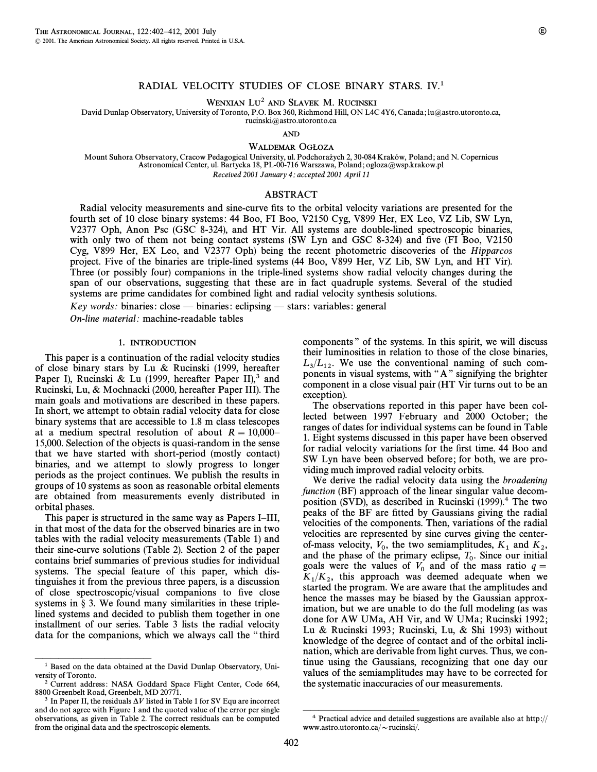# RADIAL VELOCITY STUDIES OF CLOSE BINARY STARS. IV.[1]

WENXIAN LU[2] AND SLAVEK M. RUCINSKI

David Dunlap Observatory, University of Toronto, P.O. Box 360, Richmond Hill, ON L4C 4Y6, Canada; lu@astro.utoronto.ca, rucinski@astro.utoronto.ca

AND

WALDEMAR OGŁOZA

Mount Suhora Observatory, Cracow Pedagogical University, ul. Podchorążych 2, 30-084 Kraków, Poland; and N. Copernicus Astronomical Center, ul. Bartycka 18, PL-00-716 Warszawa, Poland; ogloza@wsp.krakow.pl

*Received 2001 January 4; accepted 2001 April 11*

## ABSTRACT

Radial velocity measurements and sine-curve fits to the orbital velocity variations are presented for the fourth set of 10 close binary systems: 44 Boo, FI Boo, V2150 Cyg, V899 Her, EX Leo, VZ Lib, SW Lyn, V2377 Oph, Anon Psc (GSC 8-324), and HT Vir. All systems are double-lined spectroscopic binaries, with only two of them not being contact systems (SW Lyn and GSC 8-324) and five (FI Boo, V2150 Cyg, V899 Her, EX Leo, and V2377 Oph) being the recent photometric discoveries of the *Hipparcos* project. Five of the binaries are triple-lined systems (44 Boo, V899 Her, VZ Lib, SW Lyn, and HT Vir). Three (or possibly four) companions in the triple-lined systems show radial velocity changes during the span of our observations, suggesting that these are in fact quadruple systems. Several of the studied systems are prime candidates for combined light and radial velocity synthesis solutions.

*Key words:* binaries: close — binaries: eclipsing — stars: variables: general

*On-line material:* machine-readable tables

## 1. INTRODUCTION

This paper is a continuation of the radial velocity studies of close binary stars by Lu & Rucinski (1999, hereafter Paper I), Rucinski & Lu (1999, hereafter Paper II),[3] and Rucinski, Lu, & Mochnacki (2000, hereafter Paper III). The main goals and motivations are described in these papers. In short, we attempt to obtain radial velocity data for close binary systems that are accessible to 1.8 m class telescopes at a medium spectral resolution of about $R = 10{,}000$–15,000. Selection of the objects is quasi-random in the sense that we have started with short-period (mostly contact) binaries, and we attempt to slowly progress to longer periods as the project continues. We publish the results in groups of 10 systems as soon as reasonable orbital elements are obtained from measurements evenly distributed in orbital phases.

This paper is structured in the same way as Papers I–III, in that most of the data for the observed binaries are in two tables with the radial velocity measurements (Table 1) and their sine-curve solutions (Table 2). Section 2 of the paper contains brief summaries of previous studies for individual systems. The special feature of this paper, which distinguishes it from the previous three papers, is a discussion of close spectroscopic/visual companions to five close systems in § 3. We found many similarities in these triple-lined systems and decided to publish them together in one installment of our series. Table 3 lists the radial velocity data for the companions, which we always call the "third components" of the systems. In this spirit, we will discuss their luminosities in relation to those of the close binaries, $L_3/L_{12}$. We use the conventional naming of such components in visual systems, with "A" signifying the brighter component in a close visual pair (HT Vir turns out to be an exception).

The observations reported in this paper have been collected between 1997 February and 2000 October; the ranges of dates for individual systems can be found in Table 1. Eight systems discussed in this paper have been observed for radial velocity variations for the first time. 44 Boo and SW Lyn have been observed before; for both, we are providing much improved radial velocity orbits.

We derive the radial velocity data using the *broadening function* (BF) approach of the linear singular value decomposition (SVD), as described in Rucinski (1999).[4] The two peaks of the BF are fitted by Gaussians giving the radial velocities of the components. Then, variations of the radial velocities are represented by sine curves giving the center-of-mass velocity, $V_0$, the two semiamplitudes, $K_1$ and $K_2$, and the phase of the primary eclipse, $T_0$. Since our initial goals were the values of $V_0$ and of the mass ratio $q = K_1/K_2$, this approach was deemed adequate when we started the program. We are aware that the amplitudes and hence the masses may be biased by the Gaussian approximation, but we are unable to do the full modeling (as was done for AW UMa, AH Vir, and W UMa; Rucinski 1992; Lu & Rucinski 1993; Rucinski, Lu, & Shi 1993) without knowledge of the degree of contact and of the orbital inclination, which are derivable from light curves. Thus, we continue using the Gaussians, recognizing that one day our values of the semiamplitudes may have to be corrected for the systematic inaccuracies of our measurements.

---

[1] Based on the data obtained at the David Dunlap Observatory, University of Toronto.

[2] Current address: NASA Goddard Space Flight Center, Code 664, 8800 Greenbelt Road, Greenbelt, MD 20771.

[3] In Paper II, the residuals $\Delta V$ listed in Table 1 for SV Equ are incorrect and do not agree with Figure 1 and the quoted value of the error per single observations, as given in Table 2. The correct residuals can be computed from the original data and the spectroscopic elements.

[4] Practical advice and detailed suggestions are available also at http://www.astro.utoronto.ca/~rucinski/.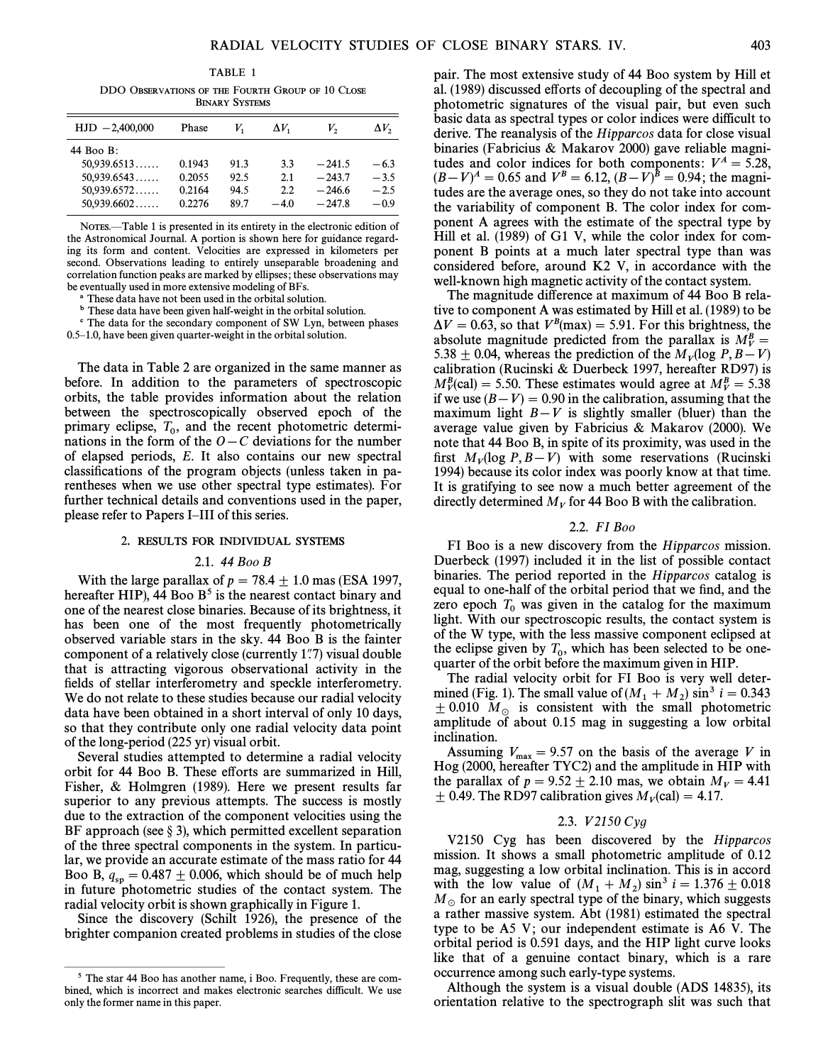TABLE 1

DDO Observations of the Fourth Group of 10 Close Binary Systems

| HJD −2,400,000 | Phase | $V_1$ | $\Delta V_1$ | $V_2$ | $\Delta V_2$ |
|---|---|---|---|---|---|
| 44 Boo B: | | | | | |
| 50,939.6513...... | 0.1943 | 91.3 | 3.3 | −241.5 | −6.3 |
| 50,939.6543...... | 0.2055 | 92.5 | 2.1 | −243.7 | −3.5 |
| 50,939.6572...... | 0.2164 | 94.5 | 2.2 | −246.6 | −2.5 |
| 50,939.6602...... | 0.2276 | 89.7 | −4.0 | −247.8 | −0.9 |

Notes.—Table 1 is presented in its entirety in the electronic edition of the Astronomical Journal. A portion is shown here for guidance regarding its form and content. Velocities are expressed in kilometers per second. Observations leading to entirely unseparable broadening and correlation function peaks are marked by ellipses; these observations may be eventually used in more extensive modeling of BFs.

[a] These data have not been used in the orbital solution.

[b] These data have been given half-weight in the orbital solution.

[c] The data for the secondary component of SW Lyn, between phases 0.5–1.0, have been given quarter-weight in the orbital solution.

The data in Table 2 are organized in the same manner as before. In addition to the parameters of spectroscopic orbits, the table provides information about the relation between the spectroscopically observed epoch of the primary eclipse, $T_0$, and the recent photometric determinations in the form of the $O-C$ deviations for the number of elapsed periods, $E$. It also contains our new spectral classifications of the program objects (unless taken in parentheses when we use other spectral type estimates). For further technical details and conventions used in the paper, please refer to Papers I–III of this series.

## 2. RESULTS FOR INDIVIDUAL SYSTEMS

### 2.1. 44 Boo B

With the large parallax of $p = 78.4 \pm 1.0$ mas (ESA 1997, hereafter HIP), 44 Boo B[5] is the nearest contact binary and one of the nearest close binaries. Because of its brightness, it has been one of the most frequently photometrically observed variable stars in the sky. 44 Boo B is the fainter component of a relatively close (currently 1″.7) visual double that is attracting vigorous observational activity in the fields of stellar interferometry and speckle interferometry. We do not relate to these studies because our radial velocity data have been obtained in a short interval of only 10 days, so that they contribute only one radial velocity data point of the long-period (225 yr) visual orbit.

Several studies attempted to determine a radial velocity orbit for 44 Boo B. These efforts are summarized in Hill, Fisher, & Holmgren (1989). Here we present results far superior to any previous attempts. The success is mostly due to the extraction of the component velocities using the BF approach (see § 3), which permitted excellent separation of the three spectral components in the system. In particular, we provide an accurate estimate of the mass ratio for 44 Boo B, $q_{sp} = 0.487 \pm 0.006$, which should be of much help in future photometric studies of the contact system. The radial velocity orbit is shown graphically in Figure 1.

Since the discovery (Schilt 1926), the presence of the brighter companion created problems in studies of the close pair. The most extensive study of 44 Boo system by Hill et al. (1989) discussed efforts of decoupling of the spectral and photometric signatures of the visual pair, but even such basic data as spectral types or color indices were difficult to derive. The reanalysis of the *Hipparcos* data for close visual binaries (Fabricius & Makarov 2000) gave reliable magnitudes and color indices for both components: $V^A = 5.28$, $(B-V)^A = 0.65$ and $V^B = 6.12$, $(B-V)^B = 0.94$; the magnitudes are the average ones, so they do not take into account the variability of component B. The color index for component A agrees with the estimate of the spectral type by Hill et al. (1989) of G1 V, while the color index for component B points at a much later spectral type than was considered before, around K2 V, in accordance with the well-known high magnetic activity of the contact system.

The magnitude difference at maximum of 44 Boo B relative to component A was estimated by Hill et al. (1989) to be $\Delta V = 0.63$, so that $V^B(\max) = 5.91$. For this brightness, the absolute magnitude predicted from the parallax is $M_V^B = 5.38 \pm 0.04$, whereas the prediction of the $M_V(\log P, B-V)$ calibration (Rucinski & Duerbeck 1997, hereafter RD97) is $M_V^B(\mathrm{cal}) = 5.50$. These estimates would agree at $M_V^B = 5.38$ if we use $(B-V) = 0.90$ in the calibration, assuming that the maximum light $B-V$ is slightly smaller (bluer) than the average value given by Fabricius & Makarov (2000). We note that 44 Boo B, in spite of its proximity, was used in the first $M_V(\log P, B-V)$ with some reservations (Rucinski 1994) because its color index was poorly know at that time. It is gratifying to see now a much better agreement of the directly determined $M_V$ for 44 Boo B with the calibration.

### 2.2. FI Boo

FI Boo is a new discovery from the *Hipparcos* mission. Duerbeck (1997) included it in the list of possible contact binaries. The period reported in the *Hipparcos* catalog is equal to one-half of the orbital period that we find, and the zero epoch $T_0$ was given in the catalog for the maximum light. With our spectroscopic results, the contact system is of the W type, with the less massive component eclipsed at the eclipse given by $T_0$, which has been selected to be one-quarter of the orbit before the maximum given in HIP.

The radial velocity orbit for FI Boo is very well determined (Fig. 1). The small value of $(M_1 + M_2)\sin^3 i = 0.343 \pm 0.010\ M_\odot$ is consistent with the small photometric amplitude of about 0.15 mag in suggesting a low orbital inclination.

Assuming $V_{max} = 9.57$ on the basis of the average $V$ in Hog (2000, hereafter TYC2) and the amplitude in HIP with the parallax of $p = 9.52 \pm 2.10$ mas, we obtain $M_V = 4.41 \pm 0.49$. The RD97 calibration gives $M_V(\mathrm{cal}) = 4.17$.

### 2.3. V2150 Cyg

V2150 Cyg has been discovered by the *Hipparcos* mission. It shows a small photometric amplitude of 0.12 mag, suggesting a low orbital inclination. This is in accord with the low value of $(M_1 + M_2)\sin^3 i = 1.376 \pm 0.018\ M_\odot$ for an early spectral type of the binary, which suggests a rather massive system. Abt (1981) estimated the spectral type to be A5 V; our independent estimate is A6 V. The orbital period is 0.591 days, and the HIP light curve looks like that of a genuine contact binary, which is a rare occurrence among such early-type systems.

Although the system is a visual double (ADS 14835), its orientation relative to the spectrograph slit was such that

[5] The star 44 Boo has another name, i Boo. Frequently, these are combined, which is incorrect and makes electronic searches difficult. We use only the former name in this paper.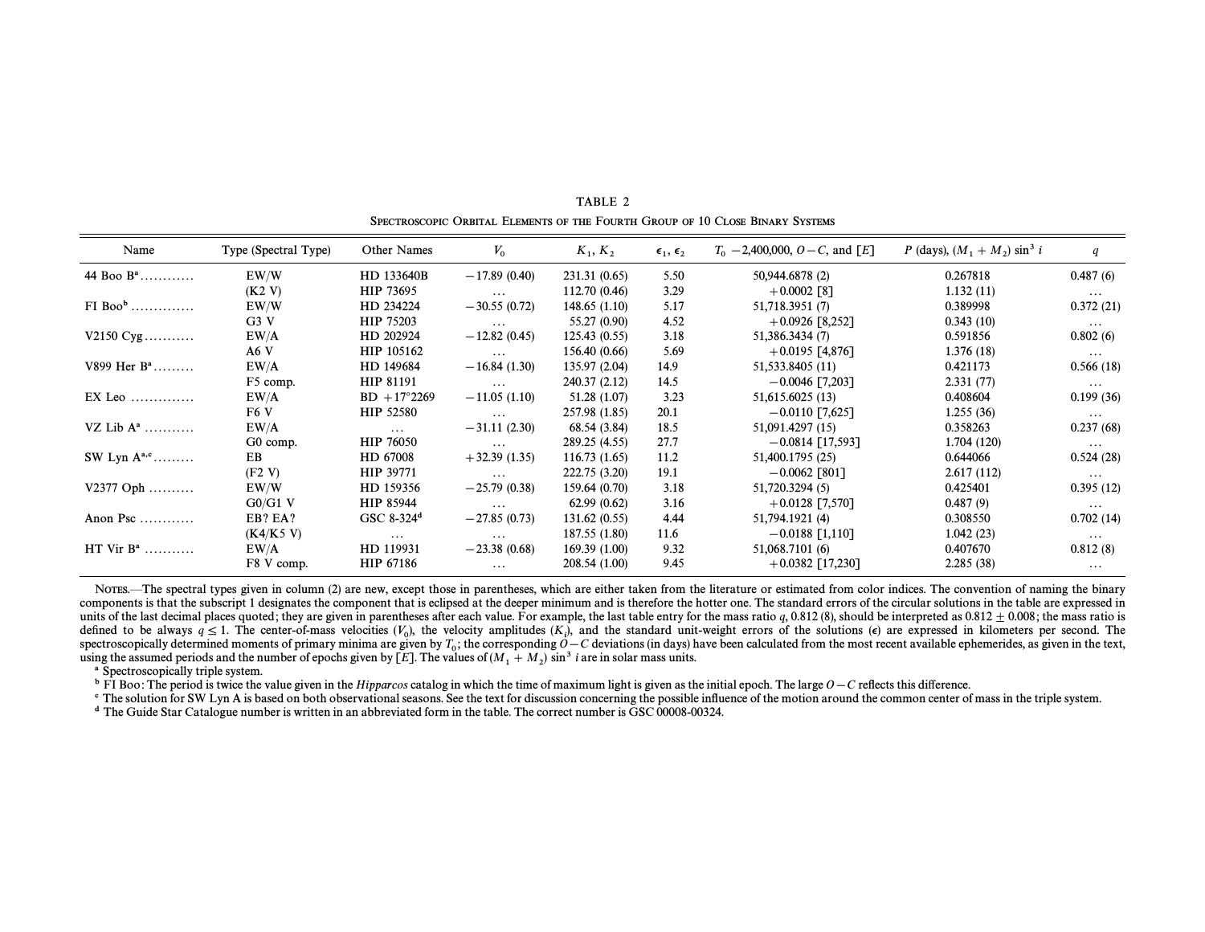TABLE 2

Spectroscopic Orbital Elements of the Fourth Group of 10 Close Binary Systems

| Name | Type (Spectral Type) | Other Names | $V_0$ | $K_1$, $K_2$ | $\epsilon_1$, $\epsilon_2$ | $T_0$ −2,400,000, $O-C$, and $[E]$ | $P$ (days), $(M_1 + M_2) \sin^3 i$ | $q$ |
|---|---|---|---|---|---|---|---|---|
| 44 Boo B[a] ........... | EW/W | HD 133640B | −17.89 (0.40) | 231.31 (0.65) | 5.50 | 50,944.6878 (2) | 0.267818 | 0.487 (6) |
| | (K2 V) | HIP 73695 | ... | 112.70 (0.46) | 3.29 | +0.0002 [8] | 1.132 (11) | ... |
| FI Boo[b] ............. | EW/W | HD 234224 | −30.55 (0.72) | 148.65 (1.10) | 5.17 | 51,718.3951 (7) | 0.389998 | 0.372 (21) |
| | G3 V | HIP 75203 | ... | 55.27 (0.90) | 4.52 | +0.0926 [8,252] | 0.343 (10) | ... |
| V2150 Cyg.......... | EW/A | HD 202924 | −12.82 (0.45) | 125.43 (0.55) | 3.18 | 51,386.3434 (7) | 0.591856 | 0.802 (6) |
| | A6 V | HIP 105162 | ... | 156.40 (0.66) | 5.69 | +0.0195 [4,876] | 1.376 (18) | ... |
| V899 Her B[a] ........ | EW/A | HD 149684 | −16.84 (1.30) | 135.97 (2.04) | 14.9 | 51,533.8405 (11) | 0.421173 | 0.566 (18) |
| | F5 comp. | HIP 81191 | ... | 240.37 (2.12) | 14.5 | −0.0046 [7,203] | 2.331 (77) | ... |
| EX Leo ............. | EW/A | BD +17°2269 | −11.05 (1.10) | 51.28 (1.07) | 3.23 | 51,615.6025 (13) | 0.408604 | 0.199 (36) |
| | F6 V | HIP 52580 | ... | 257.98 (1.85) | 20.1 | −0.0110 [7,625] | 1.255 (36) | ... |
| VZ Lib A[a] .......... | EW/A | ... | −31.11 (2.30) | 68.54 (3.84) | 18.5 | 51,091.4297 (15) | 0.358263 | 0.237 (68) |
| | G0 comp. | HIP 76050 | ... | 289.25 (4.55) | 27.7 | −0.0814 [17,593] | 1.704 (120) | ... |
| SW Lyn A[a,c] ........ | EB | HD 67008 | +32.39 (1.35) | 116.73 (1.65) | 11.2 | 51,400.1795 (25) | 0.644066 | 0.524 (28) |
| | (F2 V) | HIP 39771 | ... | 222.75 (3.20) | 19.1 | −0.0062 [801] | 2.617 (112) | ... |
| V2377 Oph ......... | EW/W | HD 159356 | −25.79 (0.38) | 159.64 (0.70) | 3.18 | 51,720.3294 (5) | 0.425401 | 0.395 (12) |
| | G0/G1 V | HIP 85944 | ... | 62.99 (0.62) | 3.16 | +0.0128 [7,570] | 0.487 (9) | ... |
| Anon Psc ........... | EB? EA? | GSC 8-324[d] | −27.85 (0.73) | 131.62 (0.55) | 4.44 | 51,794.1921 (4) | 0.308550 | 0.702 (14) |
| | (K4/K5 V) | ... | ... | 187.55 (1.80) | 11.6 | −0.0188 [1,110] | 1.042 (23) | ... |
| HT Vir B[a] .......... | EW/A | HD 119931 | −23.38 (0.68) | 169.39 (1.00) | 9.32 | 51,068.7101 (6) | 0.407670 | 0.812 (8) |
| | F8 V comp. | HIP 67186 | ... | 208.54 (1.00) | 9.45 | +0.0382 [17,230] | 2.285 (38) | ... |

Notes.—The spectral types given in column (2) are new, except those in parentheses, which are either taken from the literature or estimated from color indices. The convention of naming the binary components is that the subscript 1 designates the component that is eclipsed at the deeper minimum and is therefore the hotter one. The standard errors of the circular solutions in the table are expressed in units of the last decimal places quoted; they are given in parentheses after each value. For example, the last table entry for the mass ratio $q$, 0.812 (8), should be interpreted as $0.812 \pm 0.008$; the mass ratio is defined to be always $q \leq 1$. The center-of-mass velocities ($V_0$), the velocity amplitudes ($K_i$), and the standard unit-weight errors of the solutions ($\epsilon$) are expressed in kilometers per second. The spectroscopically determined moments of primary minima are given by $T_0$; the corresponding $O-C$ deviations (in days) have been calculated from the most recent available ephemerides, as given in the text, using the assumed periods and the number of epochs given by $[E]$. The values of $(M_1 + M_2) \sin^3 i$ are in solar mass units.

[a] Spectroscopically triple system.

[b] FI Boo: The period is twice the value given in the *Hipparcos* catalog in which the time of maximum light is given as the initial epoch. The large $O-C$ reflects this difference.

[c] The solution for SW Lyn A is based on both observational seasons. See the text for discussion concerning the possible influence of the motion around the common center of mass in the triple system.

[d] The Guide Star Catalogue number is written in an abbreviated form in the table. The correct number is GSC 00008-00324.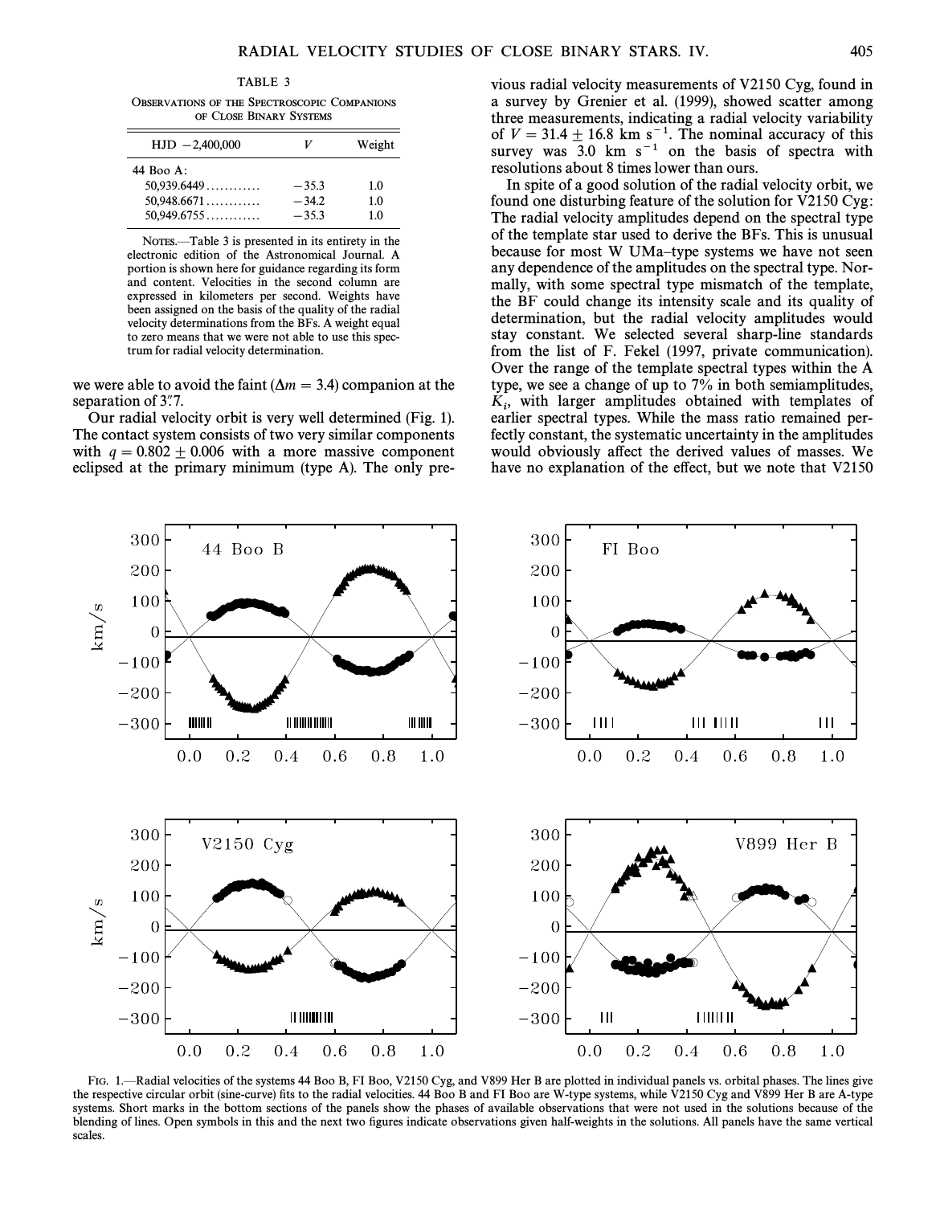TABLE 3

Observations of the Spectroscopic Companions of Close Binary Systems

| HJD −2,400,000 | $V$ | Weight |
|---|---|---|
| 44 Boo A: | | |
| 50,939.6449 ............ | −35.3 | 1.0 |
| 50,948.6671 ............ | −34.2 | 1.0 |
| 50,949.6755 ............ | −35.3 | 1.0 |

Notes.—Table 3 is presented in its entirety in the electronic edition of the Astronomical Journal. A portion is shown here for guidance regarding its form and content. Velocities in the second column are expressed in kilometers per second. Weights have been assigned on the basis of the quality of the radial velocity determinations from the BFs. A weight equal to zero means that we were not able to use this spectrum for radial velocity determination.

we were able to avoid the faint ($\Delta m = 3.4$) companion at the separation of 3.″7.

Our radial velocity orbit is very well determined (Fig. 1). The contact system consists of two very similar components with $q = 0.802 \pm 0.006$ with a more massive component eclipsed at the primary minimum (type A). The only previous radial velocity measurements of V2150 Cyg, found in a survey by Grenier et al. (1999), showed scatter among three measurements, indicating a radial velocity variability of $V = 31.4 \pm 16.8$ km s$^{-1}$. The nominal accuracy of this survey was 3.0 km s$^{-1}$ on the basis of spectra with resolutions about 8 times lower than ours.

In spite of a good solution of the radial velocity orbit, we found one disturbing feature of the solution for V2150 Cyg: The radial velocity amplitudes depend on the spectral type of the template star used to derive the BFs. This is unusual because for most W UMa–type systems we have not seen any dependence of the amplitudes on the spectral type. Normally, with some spectral type mismatch of the template, the BF could change its intensity scale and its quality of determination, but the radial velocity amplitudes would stay constant. We selected several sharp-line standards from the list of F. Fekel (1997, private communication). Over the range of the template spectral types within the A type, we see a change of up to 7% in both semiamplitudes, $K_i$, with larger amplitudes obtained with templates of earlier spectral types. While the mass ratio remained perfectly constant, the systematic uncertainty in the amplitudes would obviously affect the derived values of masses. We have no explanation of the effect, but we note that V2150

Fig. 1.—Radial velocities of the systems 44 Boo B, FI Boo, V2150 Cyg, and V899 Her B are plotted in individual panels vs. orbital phases. The lines give the respective circular orbit (sine-curve) fits to the radial velocities. 44 Boo B and FI Boo are W-type systems, while V2150 Cyg and V899 Her B are A-type systems. Short marks in the bottom sections of the panels show the phases of available observations that were not used in the solutions because of the blending of lines. Open symbols in this and the next two figures indicate observations given half-weights in the solutions. All panels have the same vertical scales.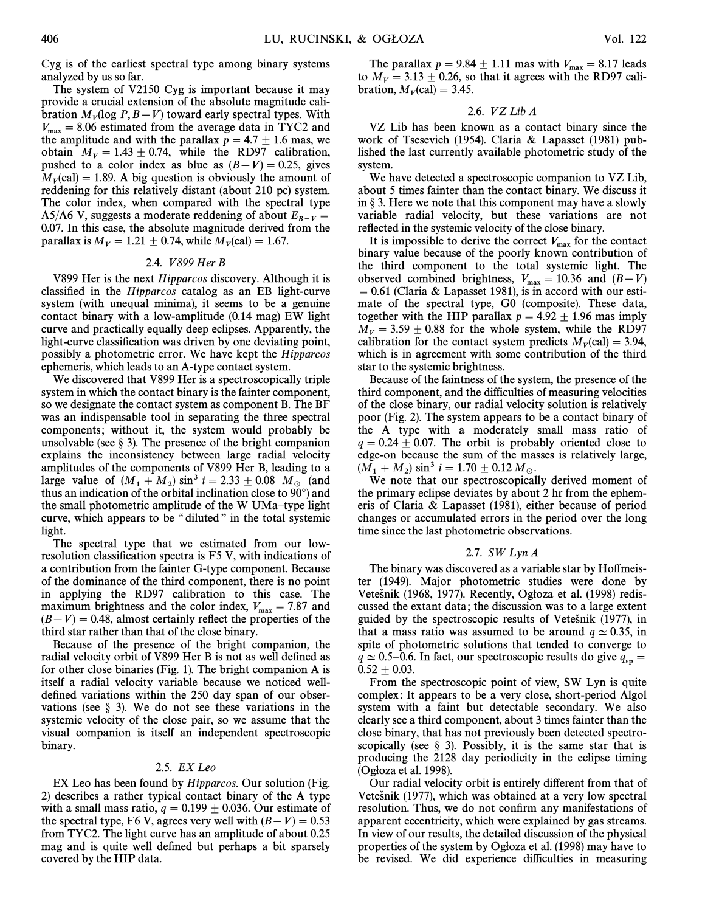Cyg is of the earliest spectral type among binary systems analyzed by us so far.

The system of V2150 Cyg is important because it may provide a crucial extension of the absolute magnitude calibration $M_V(\log P, B-V)$ toward early spectral types. With $V_{max} = 8.06$ estimated from the average data in TYC2 and the amplitude and with the parallax $p = 4.7 \pm 1.6$ mas, we obtain $M_V = 1.43 \pm 0.74$, while the RD97 calibration, pushed to a color index as blue as $(B-V) = 0.25$, gives $M_V(\text{cal}) = 1.89$. A big question is obviously the amount of reddening for this relatively distant (about 210 pc) system. The color index, when compared with the spectral type A5/A6 V, suggests a moderate reddening of about $E_{B-V} = 0.07$. In this case, the absolute magnitude derived from the parallax is $M_V = 1.21 \pm 0.74$, while $M_V(\text{cal}) = 1.67$.

### 2.4. *V899 Her B*

V899 Her is the next *Hipparcos* discovery. Although it is classified in the *Hipparcos* catalog as an EB light-curve system (with unequal minima), it seems to be a genuine contact binary with a low-amplitude (0.14 mag) EW light curve and practically equally deep eclipses. Apparently, the light-curve classification was driven by one deviating point, possibly a photometric error. We have kept the *Hipparcos* ephemeris, which leads to an A-type contact system.

We discovered that V899 Her is a spectroscopically triple system in which the contact binary is the fainter component, so we designate the contact system as component B. The BF was an indispensable tool in separating the three spectral components; without it, the system would probably be unsolvable (see § 3). The presence of the bright companion explains the inconsistency between large radial velocity amplitudes of the components of V899 Her B, leading to a large value of $(M_1 + M_2) \sin^3 i = 2.33 \pm 0.08\ M_\odot$ (and thus an indication of the orbital inclination close to 90°) and the small photometric amplitude of the W UMa–type light curve, which appears to be "diluted" in the total systemic light.

The spectral type that we estimated from our low-resolution classification spectra is F5 V, with indications of a contribution from the fainter G-type component. Because of the dominance of the third component, there is no point in applying the RD97 calibration to this case. The maximum brightness and the color index, $V_{max} = 7.87$ and $(B-V) = 0.48$, almost certainly reflect the properties of the third star rather than that of the close binary.

Because of the presence of the bright companion, the radial velocity orbit of V899 Her B is not as well defined as for other close binaries (Fig. 1). The bright companion A is itself a radial velocity variable because we noticed well-defined variations within the 250 day span of our observations (see § 3). We do not see these variations in the systemic velocity of the close pair, so we assume that the visual companion is itself an independent spectroscopic binary.

### 2.5. *EX Leo*

EX Leo has been found by *Hipparcos*. Our solution (Fig. 2) describes a rather typical contact binary of the A type with a small mass ratio, $q = 0.199 \pm 0.036$. Our estimate of the spectral type, F6 V, agrees very well with $(B-V) = 0.53$ from TYC2. The light curve has an amplitude of about 0.25 mag and is quite well defined but perhaps a bit sparsely covered by the HIP data.

The parallax $p = 9.84 \pm 1.11$ mas with $V_{max} = 8.17$ leads to $M_V = 3.13 \pm 0.26$, so that it agrees with the RD97 calibration, $M_V(\text{cal}) = 3.45$.

### 2.6. *VZ Lib A*

VZ Lib has been known as a contact binary since the work of Tsesevich (1954). Claria & Lapasset (1981) published the last currently available photometric study of the system.

We have detected a spectroscopic companion to VZ Lib, about 5 times fainter than the contact binary. We discuss it in § 3. Here we note that this component may have a slowly variable radial velocity, but these variations are not reflected in the systemic velocity of the close binary.

It is impossible to derive the correct $V_{max}$ for the contact binary value because of the poorly known contribution of the third component to the total systemic light. The observed combined brightness, $V_{max} = 10.36$ and $(B-V) = 0.61$ (Claria & Lapasset 1981), is in accord with our estimate of the spectral type, G0 (composite). These data, together with the HIP parallax $p = 4.92 \pm 1.96$ mas imply $M_V = 3.59 \pm 0.88$ for the whole system, while the RD97 calibration for the contact system predicts $M_V(\text{cal}) = 3.94$, which is in agreement with some contribution of the third star to the systemic brightness.

Because of the faintness of the system, the presence of the third component, and the difficulties of measuring velocities of the close binary, our radial velocity solution is relatively poor (Fig. 2). The system appears to be a contact binary of the A type with a moderately small mass ratio of $q = 0.24 \pm 0.07$. The orbit is probably oriented close to edge-on because the sum of the masses is relatively large, $(M_1 + M_2) \sin^3 i = 1.70 \pm 0.12\ M_\odot$.

We note that our spectroscopically derived moment of the primary eclipse deviates by about 2 hr from the ephemeris of Claria & Lapasset (1981), either because of period changes or accumulated errors in the period over the long time since the last photometric observations.

### 2.7. *SW Lyn A*

The binary was discovered as a variable star by Hoffmeister (1949). Major photometric studies were done by Vetešnik (1968, 1977). Recently, Ogłoza et al. (1998) rediscussed the extant data; the discussion was to a large extent guided by the spectroscopic results of Vetešnik (1977), in that a mass ratio was assumed to be around $q \simeq 0.35$, in spite of photometric solutions that tended to converge to $q \simeq 0.5$–$0.6$. In fact, our spectroscopic results do give $q_{sp} = 0.52 \pm 0.03$.

From the spectroscopic point of view, SW Lyn is quite complex: It appears to be a very close, short-period Algol system with a faint but detectable secondary. We also clearly see a third component, about 3 times fainter than the close binary, that has not previously been detected spectroscopically (see § 3). Possibly, it is the same star that is producing the 2128 day periodicity in the eclipse timing (Ogłoza et al. 1998).

Our radial velocity orbit is entirely different from that of Vetešnik (1977), which was obtained at a very low spectral resolution. Thus, we do not confirm any manifestations of apparent eccentricity, which were explained by gas streams. In view of our results, the detailed discussion of the physical properties of the system by Ogłoza et al. (1998) may have to be revised. We did experience difficulties in measuring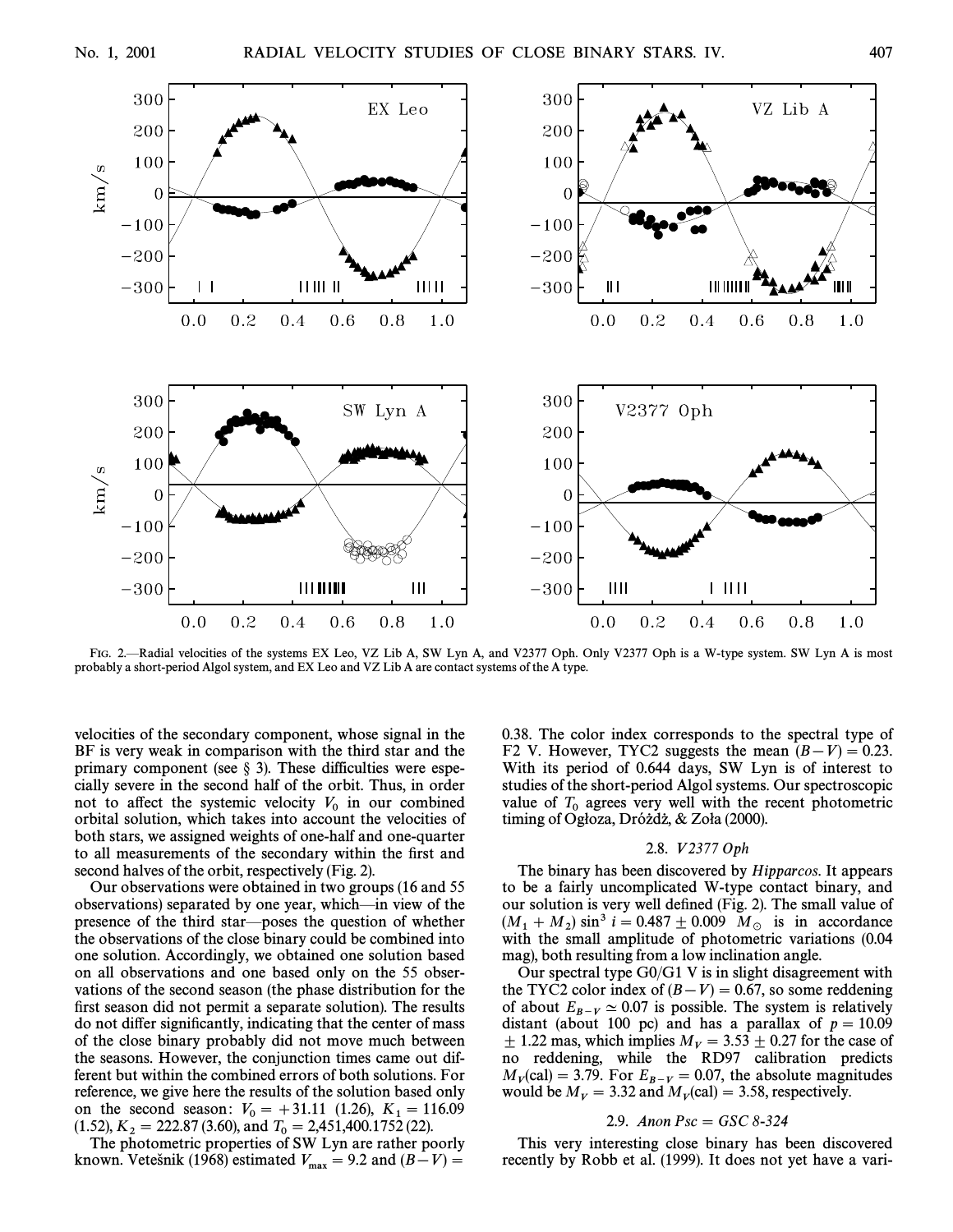FIG. 2.—Radial velocities of the systems EX Leo, VZ Lib A, SW Lyn A, and V2377 Oph. Only V2377 Oph is a W-type system. SW Lyn A is most probably a short-period Algol system, and EX Leo and VZ Lib A are contact systems of the A type.

velocities of the secondary component, whose signal in the BF is very weak in comparison with the third star and the primary component (see § 3). These difficulties were especially severe in the second half of the orbit. Thus, in order not to affect the systemic velocity $V_0$ in our combined orbital solution, which takes into account the velocities of both stars, we assigned weights of one-half and one-quarter to all measurements of the secondary within the first and second halves of the orbit, respectively (Fig. 2).

Our observations were obtained in two groups (16 and 55 observations) separated by one year, which—in view of the presence of the third star—poses the question of whether the observations of the close binary could be combined into one solution. Accordingly, we obtained one solution based on all observations and one based only on the 55 observations of the second season (the phase distribution for the first season did not permit a separate solution). The results do not differ significantly, indicating that the center of mass of the close binary probably did not move much between the seasons. However, the conjunction times came out different but within the combined errors of both solutions. For reference, we give here the results of the solution based only on the second season: $V_0 = +31.11$ (1.26), $K_1 = 116.09$ (1.52), $K_2 = 222.87$ (3.60), and $T_0 = 2{,}451{,}400.1752$ (22).

The photometric properties of SW Lyn are rather poorly known. Vetešnik (1968) estimated $V_{max} = 9.2$ and $(B-V) = 0.38$. The color index corresponds to the spectral type of F2 V. However, TYC2 suggests the mean $(B-V) = 0.23$. With its period of 0.644 days, SW Lyn is of interest to studies of the short-period Algol systems. Our spectroscopic value of $T_0$ agrees very well with the recent photometric timing of Ogłoza, Dróżdż, & Zoła (2000).

### 2.8. *V2377 Oph*

The binary has been discovered by *Hipparcos*. It appears to be a fairly uncomplicated W-type contact binary, and our solution is very well defined (Fig. 2). The small value of $(M_1 + M_2) \sin^3 i = 0.487 \pm 0.009$ $M_\odot$ is in accordance with the small amplitude of photometric variations (0.04 mag), both resulting from a low inclination angle.

Our spectral type G0/G1 V is in slight disagreement with the TYC2 color index of $(B-V) = 0.67$, so some reddening of about $E_{B-V} \simeq 0.07$ is possible. The system is relatively distant (about 100 pc) and has a parallax of $p = 10.09 \pm 1.22$ mas, which implies $M_V = 3.53 \pm 0.27$ for the case of no reddening, while the RD97 calibration predicts $M_V(\text{cal}) = 3.79$. For $E_{B-V} = 0.07$, the absolute magnitudes would be $M_V = 3.32$ and $M_V(\text{cal}) = 3.58$, respectively.

### 2.9. *Anon Psc = GSC 8-324*

This very interesting close binary has been discovered recently by Robb et al. (1999). It does not yet have a vari-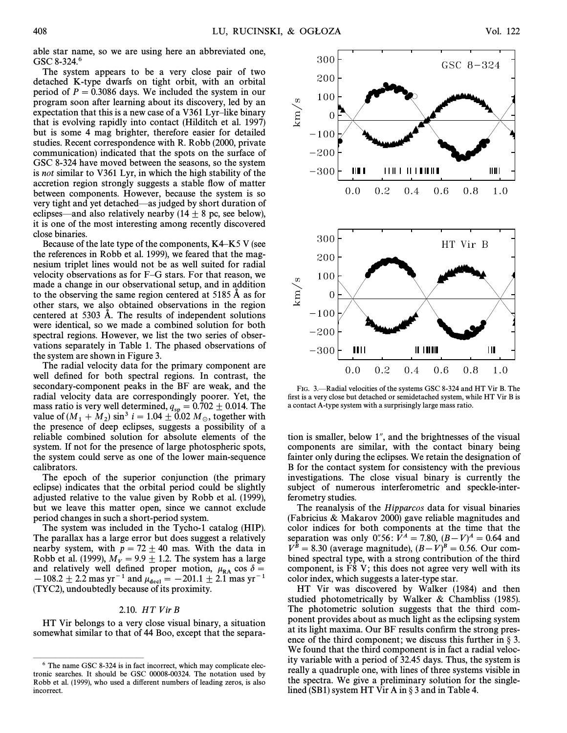able star name, so we are using here an abbreviated one, GSC 8-324.[6]

The system appears to be a very close pair of two detached K-type dwarfs on tight orbit, with an orbital period of $P = 0.3086$ days. We included the system in our program soon after learning about its discovery, led by an expectation that this is a new case of a V361 Lyr–like binary that is evolving rapidly into contact (Hilditch et al. 1997) but is some 4 mag brighter, therefore easier for detailed studies. Recent correspondence with R. Robb (2000, private communication) indicated that the spots on the surface of GSC 8-324 have moved between the seasons, so the system is *not* similar to V361 Lyr, in which the high stability of the accretion region strongly suggests a stable flow of matter between components. However, because the system is so very tight and yet detached—as judged by short duration of eclipses—and also relatively nearby ($14 \pm 8$ pc, see below), it is one of the most interesting among recently discovered close binaries.

Because of the late type of the components, K4–K5 V (see the references in Robb et al. 1999), we feared that the magnesium triplet lines would not be as well suited for radial velocity observations as for F–G stars. For that reason, we made a change in our observational setup, and in addition to the observing the same region centered at 5185 Å as for other stars, we also obtained observations in the region centered at 5303 Å. The results of independent solutions were identical, so we made a combined solution for both spectral regions. However, we list the two series of observations separately in Table 1. The phased observations of the system are shown in Figure 3.

The radial velocity data for the primary component are well defined for both spectral regions. In contrast, the secondary-component peaks in the BF are weak, and the radial velocity data are correspondingly poorer. Yet, the mass ratio is very well determined, $q_{sp} = 0.702 \pm 0.014$. The value of $(M_1 + M_2) \sin^3 i = 1.04 \pm 0.02\ M_\odot$, together with the presence of deep eclipses, suggests a possibility of a reliable combined solution for absolute elements of the system. If not for the presence of large photospheric spots, the system could serve as one of the lower main-sequence calibrators.

The epoch of the superior conjunction (the primary eclipse) indicates that the orbital period could be slightly adjusted relative to the value given by Robb et al. (1999), but we leave this matter open, since we cannot exclude period changes in such a short-period system.

The system was included in the Tycho-1 catalog (HIP). The parallax has a large error but does suggest a relatively nearby system, with $p = 72 \pm 40$ mas. With the data in Robb et al. (1999), $M_V = 9.9 \pm 1.2$. The system has a large and relatively well defined proper motion, $\mu_{RA} \cos \delta = -108.2 \pm 2.2$ mas yr$^{-1}$ and $\mu_{decl} = -201.1 \pm 2.1$ mas yr$^{-1}$ (TYC2), undoubtedly because of its proximity.

### 2.10. *HT Vir B*

HT Vir belongs to a very close visual binary, a situation somewhat similar to that of 44 Boo, except that the separation is smaller, below 1″, and the brightnesses of the visual components are similar, with the contact binary being fainter only during the eclipses. We retain the designation of B for the contact system for consistency with the previous investigations. The close visual binary is currently the subject of numerous interferometric and speckle-interferometry studies.

FIG. 3.—Radial velocities of the systems GSC 8-324 and HT Vir B. The first is a very close but detached or semidetached system, while HT Vir B is a contact A-type system with a surprisingly large mass ratio.

The reanalysis of the *Hipparcos* data for visual binaries (Fabricius & Makarov 2000) gave reliable magnitudes and color indices for both components at the time that the separation was only 0″.56: $V^A = 7.80$, $(B-V)^A = 0.64$ and $V^B = 8.30$ (average magnitude), $(B-V)^B = 0.56$. Our combined spectral type, with a strong contribution of the third component, is F8 V; this does not agree very well with its color index, which suggests a later-type star.

HT Vir was discovered by Walker (1984) and then studied photometrically by Walker & Chambliss (1985). The photometric solution suggests that the third component provides about as much light as the eclipsing system at its light maxima. Our BF results confirm the strong presence of the third component; we discuss this further in § 3. We found that the third component is in fact a radial velocity variable with a period of 32.45 days. Thus, the system is really a quadruple one, with lines of three systems visible in the spectra. We give a preliminary solution for the single-lined (SB1) system HT Vir A in § 3 and in Table 4.

---

[6] The name GSC 8-324 is in fact incorrect, which may complicate electronic searches. It should be GSC 00008-00324. The notation used by Robb et al. (1999), who used a different numbers of leading zeros, is also incorrect.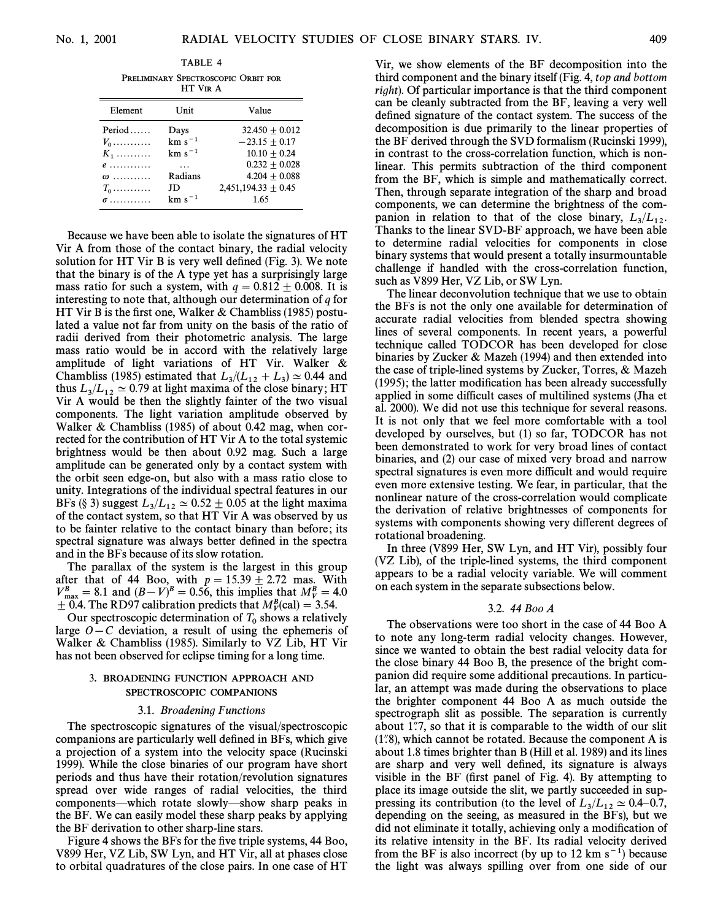TABLE 4

PRELIMINARY SPECTROSCOPIC ORBIT FOR HT VIR A

| Element | Unit | Value |
|---|---|---|
| Period | Days | 32.450 ± 0.012 |
| $V_0$ | km s$^{-1}$ | −23.15 ± 0.17 |
| $K_1$ | km s$^{-1}$ | 10.10 ± 0.24 |
| $e$ | ... | 0.232 ± 0.028 |
| $\omega$ | Radians | 4.204 ± 0.088 |
| $T_0$ | JD | 2,451,194.33 ± 0.45 |
| $\sigma$ | km s$^{-1}$ | 1.65 |

Because we have been able to isolate the signatures of HT Vir A from those of the contact binary, the radial velocity solution for HT Vir B is very well defined (Fig. 3). We note that the binary is of the A type yet has a surprisingly large mass ratio for such a system, with $q = 0.812 \pm 0.008$. It is interesting to note that, although our determination of $q$ for HT Vir B is the first one, Walker & Chambliss (1985) postulated a value not far from unity on the basis of the ratio of radii derived from their photometric analysis. The large mass ratio would be in accord with the relatively large amplitude of light variations of HT Vir. Walker & Chambliss (1985) estimated that $L_3/(L_{12} + L_3) \simeq 0.44$ and thus $L_3/L_{12} \simeq 0.79$ at light maxima of the close binary; HT Vir A would be then the slightly fainter of the two visual components. The light variation amplitude observed by Walker & Chambliss (1985) of about 0.42 mag, when corrected for the contribution of HT Vir A to the total systemic brightness would be then about 0.92 mag. Such a large amplitude can be generated only by a contact system with the orbit seen edge-on, but also with a mass ratio close to unity. Integrations of the individual spectral features in our BFs (§ 3) suggest $L_3/L_{12} \simeq 0.52 \pm 0.05$ at the light maxima of the contact system, so that HT Vir A was observed by us to be fainter relative to the contact binary than before; its spectral signature was always better defined in the spectra and in the BFs because of its slow rotation.

The parallax of the system is the largest in this group after that of 44 Boo, with $p = 15.39 \pm 2.72$ mas. With $V^B_{max} = 8.1$ and $(B-V)^B = 0.56$, this implies that $M^B_V = 4.0 \pm 0.4$. The RD97 calibration predicts that $M^B_V(\text{cal}) = 3.54$.

Our spectroscopic determination of $T_0$ shows a relatively large $O-C$ deviation, a result of using the ephemeris of Walker & Chambliss (1985). Similarly to VZ Lib, HT Vir has not been observed for eclipse timing for a long time.

## 3. BROADENING FUNCTION APPROACH AND SPECTROSCOPIC COMPANIONS

### 3.1. *Broadening Functions*

The spectroscopic signatures of the visual/spectroscopic companions are particularly well defined in BFs, which give a projection of a system into the velocity space (Rucinski 1999). While the close binaries of our program have short periods and thus have their rotation/revolution signatures spread over wide ranges of radial velocities, the third components—which rotate slowly—show sharp peaks in the BF. We can easily model these sharp peaks by applying the BF derivation to other sharp-line stars.

Figure 4 shows the BFs for the five triple systems, 44 Boo, V899 Her, VZ Lib, SW Lyn, and HT Vir, all at phases close to orbital quadratures of the close pairs. In one case of HT Vir, we show elements of the BF decomposition into the third component and the binary itself (Fig. 4, *top and bottom right*). Of particular importance is that the third component can be cleanly subtracted from the BF, leaving a very well defined signature of the contact system. The success of the decomposition is due primarily to the linear properties of the BF derived through the SVD formalism (Rucinski 1999), in contrast to the cross-correlation function, which is nonlinear. This permits subtraction of the third component from the BF, which is simple and mathematically correct. Then, through separate integration of the sharp and broad components, we can determine the brightness of the companion in relation to that of the close binary, $L_3/L_{12}$. Thanks to the linear SVD-BF approach, we have been able to determine radial velocities for components in close binary systems that would present a totally insurmountable challenge if handled with the cross-correlation function, such as V899 Her, VZ Lib, or SW Lyn.

The linear deconvolution technique that we use to obtain the BFs is not the only one available for determination of accurate radial velocities from blended spectra showing lines of several components. In recent years, a powerful technique called TODCOR has been developed for close binaries by Zucker & Mazeh (1994) and then extended into the case of triple-lined systems by Zucker, Torres, & Mazeh (1995); the latter modification has been already successfully applied in some difficult cases of multilined systems (Jha et al. 2000). We did not use this technique for several reasons. It is not only that we feel more comfortable with a tool developed by ourselves, but (1) so far, TODCOR has not been demonstrated to work for very broad lines of contact binaries, and (2) our case of mixed very broad and narrow spectral signatures is even more difficult and would require even more extensive testing. We fear, in particular, that the nonlinear nature of the cross-correlation would complicate the derivation of relative brightnesses of components for systems with components showing very different degrees of rotational broadening.

In three (V899 Her, SW Lyn, and HT Vir), possibly four (VZ Lib), of the triple-lined systems, the third component appears to be a radial velocity variable. We will comment on each system in the separate subsections below.

### 3.2. *44 Boo A*

The observations were too short in the case of 44 Boo A to note any long-term radial velocity changes. However, since we wanted to obtain the best radial velocity data for the close binary 44 Boo B, the presence of the bright companion did require some additional precautions. In particular, an attempt was made during the observations to place the brighter component 44 Boo A as much outside the spectrograph slit as possible. The separation is currently about 1".7, so that it is comparable to the width of our slit (1".8), which cannot be rotated. Because the component A is about 1.8 times brighter than B (Hill et al. 1989) and its lines are sharp and very well defined, its signature is always visible in the BF (first panel of Fig. 4). By attempting to place its image outside the slit, we partly succeeded in suppressing its contribution (to the level of $L_3/L_{12} \simeq 0.4$–$0.7$, depending on the seeing, as measured in the BFs), but we did not eliminate it totally, achieving only a modification of its relative intensity in the BF. Its radial velocity derived from the BF is also incorrect (by up to 12 km s$^{-1}$) because the light was always spilling over from one side of our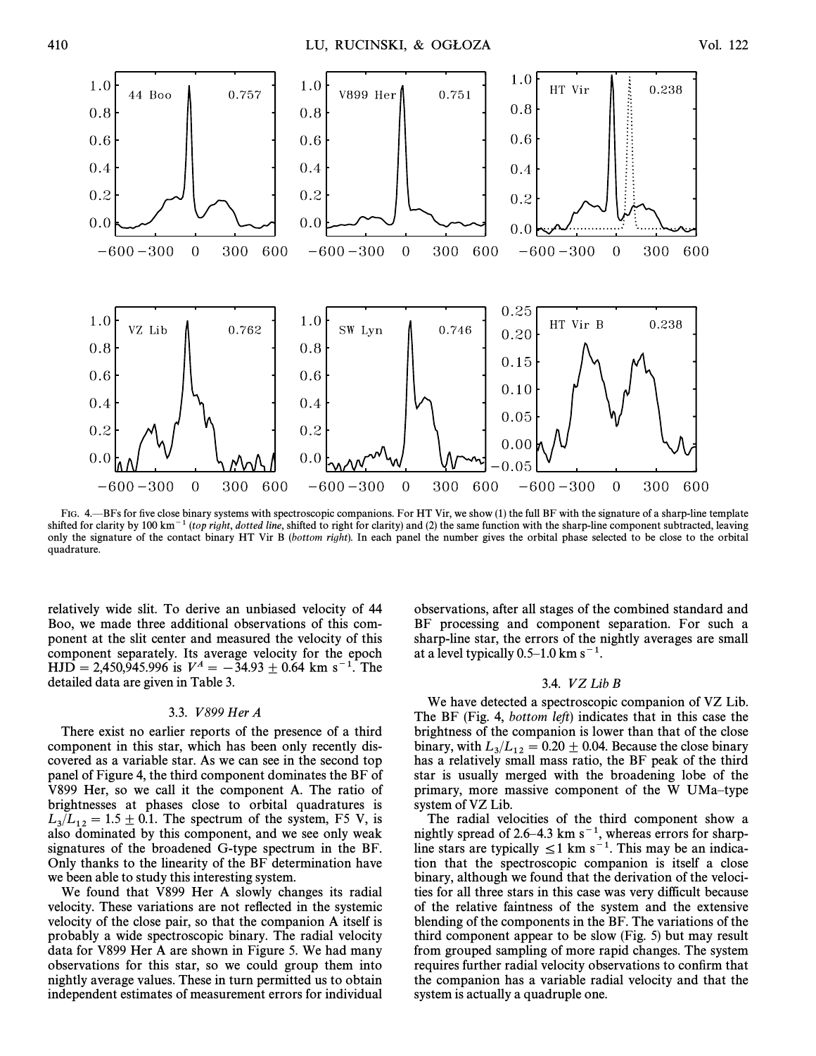FIG. 4.—BFs for five close binary systems with spectroscopic companions. For HT Vir, we show (1) the full BF with the signature of a sharp-line template shifted for clarity by 100 km$^{-1}$ (*top right, dotted line*, shifted to right for clarity) and (2) the same function with the sharp-line component subtracted, leaving only the signature of the contact binary HT Vir B (*bottom right*). In each panel the number gives the orbital phase selected to be close to the orbital quadrature.

relatively wide slit. To derive an unbiased velocity of 44 Boo, we made three additional observations of this component at the slit center and measured the velocity of this component separately. Its average velocity for the epoch HJD = 2,450,945.996 is $V^A = -34.93 \pm 0.64$ km s$^{-1}$. The detailed data are given in Table 3.

### 3.3. *V899 Her A*

There exist no earlier reports of the presence of a third component in this star, which has been only recently discovered as a variable star. As we can see in the second top panel of Figure 4, the third component dominates the BF of V899 Her, so we call it the component A. The ratio of brightnesses at phases close to orbital quadratures is $L_3/L_{12} = 1.5 \pm 0.1$. The spectrum of the system, F5 V, is also dominated by this component, and we see only weak signatures of the broadened G-type spectrum in the BF. Only thanks to the linearity of the BF determination have we been able to study this interesting system.

We found that V899 Her A slowly changes its radial velocity. These variations are not reflected in the systemic velocity of the close pair, so that the companion A itself is probably a wide spectroscopic binary. The radial velocity data for V899 Her A are shown in Figure 5. We had many observations for this star, so we could group them into nightly average values. These in turn permitted us to obtain independent estimates of measurement errors for individual observations, after all stages of the combined standard and BF processing and component separation. For such a sharp-line star, the errors of the nightly averages are small at a level typically 0.5–1.0 km s$^{-1}$.

### 3.4. *VZ Lib B*

We have detected a spectroscopic companion of VZ Lib. The BF (Fig. 4, *bottom left*) indicates that in this case the brightness of the companion is lower than that of the close binary, with $L_3/L_{12} = 0.20 \pm 0.04$. Because the close binary has a relatively small mass ratio, the BF peak of the third star is usually merged with the broadening lobe of the primary, more massive component of the W UMa–type system of VZ Lib.

The radial velocities of the third component show a nightly spread of 2.6–4.3 km s$^{-1}$, whereas errors for sharp-line stars are typically $\leq 1$ km s$^{-1}$. This may be an indication that the spectroscopic companion is itself a close binary, although we found that the derivation of the velocities for all three stars in this case was very difficult because of the relative faintness of the system and the extensive blending of the components in the BF. The variations of the third component appear to be slow (Fig. 5) but may result from grouped sampling of more rapid changes. The system requires further radial velocity observations to confirm that the companion has a variable radial velocity and that the system is actually a quadruple one.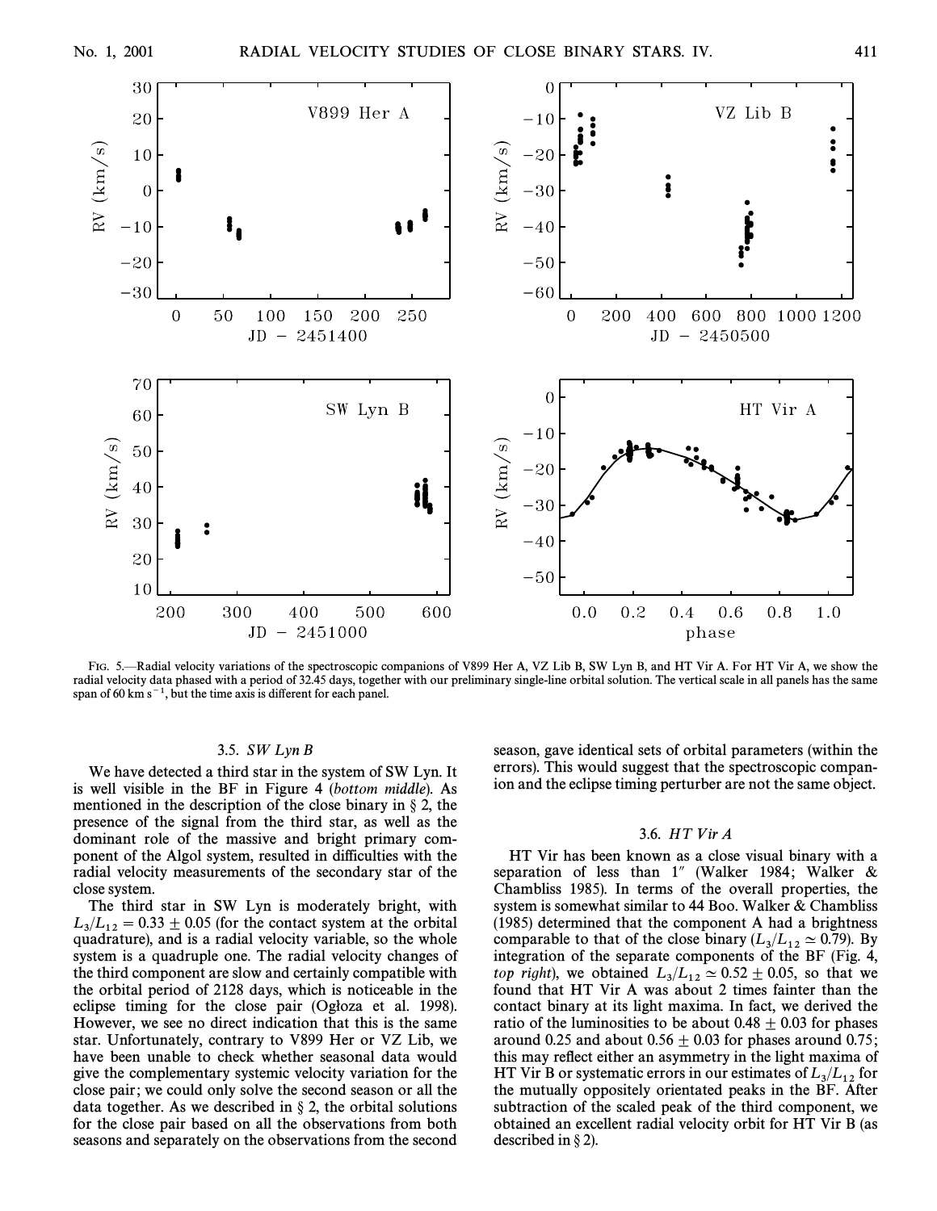FIG. 5.—Radial velocity variations of the spectroscopic companions of V899 Her A, VZ Lib B, SW Lyn B, and HT Vir A. For HT Vir A, we show the radial velocity data phased with a period of 32.45 days, together with our preliminary single-line orbital solution. The vertical scale in all panels has the same span of 60 km $s^{-1}$, but the time axis is different for each panel.

### 3.5. *SW Lyn B*

We have detected a third star in the system of SW Lyn. It is well visible in the BF in Figure 4 (*bottom middle*). As mentioned in the description of the close binary in § 2, the presence of the signal from the third star, as well as the dominant role of the massive and bright primary component of the Algol system, resulted in difficulties with the radial velocity measurements of the secondary star of the close system.

The third star in SW Lyn is moderately bright, with $L_3/L_{12} = 0.33 \pm 0.05$ (for the contact system at the orbital quadrature), and is a radial velocity variable, so the whole system is a quadruple one. The radial velocity changes of the third component are slow and certainly compatible with the orbital period of 2128 days, which is noticeable in the eclipse timing for the close pair (Ogłoza et al. 1998). However, we see no direct indication that this is the same star. Unfortunately, contrary to V899 Her or VZ Lib, we have been unable to check whether seasonal data would give the complementary systemic velocity variation for the close pair; we could only solve the second season or all the data together. As we described in § 2, the orbital solutions for the close pair based on all the observations from both seasons and separately on the observations from the second season, gave identical sets of orbital parameters (within the errors). This would suggest that the spectroscopic companion and the eclipse timing perturber are not the same object.

### 3.6. *HT Vir A*

HT Vir has been known as a close visual binary with a separation of less than 1″ (Walker 1984; Walker & Chambliss 1985). In terms of the overall properties, the system is somewhat similar to 44 Boo. Walker & Chambliss (1985) determined that the component A had a brightness comparable to that of the close binary ($L_3/L_{12} \simeq 0.79$). By integration of the separate components of the BF (Fig. 4, *top right*), we obtained $L_3/L_{12} \simeq 0.52 \pm 0.05$, so that we found that HT Vir A was about 2 times fainter than the contact binary at its light maxima. In fact, we derived the ratio of the luminosities to be about $0.48 \pm 0.03$ for phases around 0.25 and about $0.56 \pm 0.03$ for phases around 0.75; this may reflect either an asymmetry in the light maxima of HT Vir B or systematic errors in our estimates of $L_3/L_{12}$ for the mutually oppositely orientated peaks in the BF. After subtraction of the scaled peak of the third component, we obtained an excellent radial velocity orbit for HT Vir B (as described in § 2).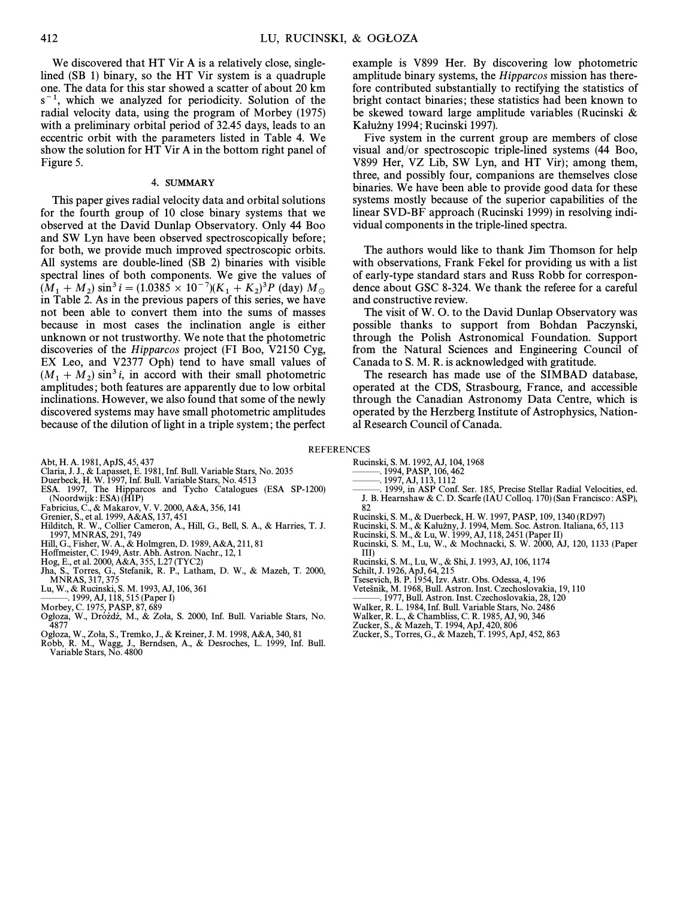We discovered that HT Vir A is a relatively close, single-lined (SB 1) binary, so the HT Vir system is a quadruple one. The data for this star showed a scatter of about 20 km $s^{-1}$, which we analyzed for periodicity. Solution of the radial velocity data, using the program of Morbey (1975) with a preliminary orbital period of 32.45 days, leads to an eccentric orbit with the parameters listed in Table 4. We show the solution for HT Vir A in the bottom right panel of Figure 5.

## 4. SUMMARY

This paper gives radial velocity data and orbital solutions for the fourth group of 10 close binary systems that we observed at the David Dunlap Observatory. Only 44 Boo and SW Lyn have been observed spectroscopically before; for both, we provide much improved spectroscopic orbits. All systems are double-lined (SB 2) binaries with visible spectral lines of both components. We give the values of $(M_1 + M_2) \sin^3 i = (1.0385 \times 10^{-7})(K_1 + K_2)^3 P$ (day) $M_\odot$ in Table 2. As in the previous papers of this series, we have not been able to convert them into the sums of masses because in most cases the inclination angle is either unknown or not trustworthy. We note that the photometric discoveries of the *Hipparcos* project (FI Boo, V2150 Cyg, EX Leo, and V2377 Oph) tend to have small values of $(M_1 + M_2) \sin^3 i$, in accord with their small photometric amplitudes; both features are apparently due to low orbital inclinations. However, we also found that some of the newly discovered systems may have small photometric amplitudes because of the dilution of light in a triple system; the perfect example is V899 Her. By discovering low photometric amplitude binary systems, the *Hipparcos* mission has therefore contributed substantially to rectifying the statistics of bright contact binaries; these statistics had been known to be skewed toward large amplitude variables (Rucinski & Kałużny 1994; Rucinski 1997).

Five system in the current group are members of close visual and/or spectroscopic triple-lined systems (44 Boo, V899 Her, VZ Lib, SW Lyn, and HT Vir); among them, three, and possibly four, companions are themselves close binaries. We have been able to provide good data for these systems mostly because of the superior capabilities of the linear SVD-BF approach (Rucinski 1999) in resolving individual components in the triple-lined spectra.

The authors would like to thank Jim Thomson for help with observations, Frank Fekel for providing us with a list of early-type standard stars and Russ Robb for correspondence about GSC 8-324. We thank the referee for a careful and constructive review.

The visit of W. O. to the David Dunlap Observatory was possible thanks to support from Bohdan Paczynski, through the Polish Astronomical Foundation. Support from the Natural Sciences and Engineering Council of Canada to S. M. R. is acknowledged with gratitude.

The research has made use of the SIMBAD database, operated at the CDS, Strasbourg, France, and accessible through the Canadian Astronomy Data Centre, which is operated by the Herzberg Institute of Astrophysics, National Research Council of Canada.

## REFERENCES

Abt, H. A. 1981, ApJS, 45, 437
Claria, J. J., & Lapasset, E. 1981, Inf. Bull. Variable Stars, No. 2035
Duerbeck, H. W. 1997, Inf. Bull. Variable Stars, No. 4513
ESA. 1997, The Hipparcos and Tycho Catalogues (ESA SP-1200) (Noordwijk: ESA) (HIP)
Fabricius, C., & Makarov, V. V. 2000, A&A, 356, 141
Grenier, S., et al. 1999, A&AS, 137, 451
Hilditch, R. W., Collier Cameron, A., Hill, G., Bell, S. A., & Harries, T. J. 1997, MNRAS, 291, 749
Hill, G., Fisher, W. A., & Holmgren, D. 1989, A&A, 211, 81
Hoffmeister, C. 1949, Astr. Abh. Astron. Nachr., 12, 1
Hog, E., et al. 2000, A&A, 355, L27 (TYC2)
Jha, S., Torres, G., Stefanik, R. P., Latham, D. W., & Mazeh, T. 2000, MNRAS, 317, 375
Lu, W., & Rucinski, S. M. 1993, AJ, 106, 361
———. 1999, AJ, 118, 515 (Paper I)
Morbey, C. 1975, PASP, 87, 689
Ogłoza, W., Dróżdż, M., & Zoła, S. 2000, Inf. Bull. Variable Stars, No. 4877
Ogłoza, W., Zoła, S., Tremko, J., & Kreiner, J. M. 1998, A&A, 340, 81
Robb, R. M., Wagg, J., Berndsen, A., & Desroches, L. 1999, Inf. Bull. Variable Stars, No. 4800
Rucinski, S. M. 1992, AJ, 104, 1968
———. 1994, PASP, 106, 462
———. 1997, AJ, 113, 1112
———. 1999, in ASP Conf. Ser. 185, Precise Stellar Radial Velocities, ed. J. B. Hearnshaw & C. D. Scarfe (IAU Colloq. 170) (San Francisco: ASP), 82
Rucinski, S. M., & Duerbeck, H. W. 1997, PASP, 109, 1340 (RD97)
Rucinski, S. M., & Kałużny, J. 1994, Mem. Soc. Astron. Italiana, 65, 113
Rucinski, S. M., & Lu, W. 1999, AJ, 118, 2451 (Paper II)
Rucinski, S. M., Lu, W., & Mochnacki, S. W. 2000, AJ, 120, 1133 (Paper III)
Rucinski, S. M., Lu, W., & Shi, J. 1993, AJ, 106, 1174
Schilt, J. 1926, ApJ, 64, 215
Tsesevich, B. P. 1954, Izv. Astr. Obs. Odessa, 4, 196
Vetešnik, M. 1968, Bull. Astron. Inst. Czechoslovakia, 19, 110
———. 1977, Bull. Astron. Inst. Czechoslovakia, 28, 120
Walker, R. L. 1984, Inf. Bull. Variable Stars, No. 2486
Walker, R. L., & Chambliss, C. R. 1985, AJ, 90, 346
Zucker, S., & Mazeh, T. 1994, ApJ, 420, 806
Zucker, S., Torres, G., & Mazeh, T. 1995, ApJ, 452, 863